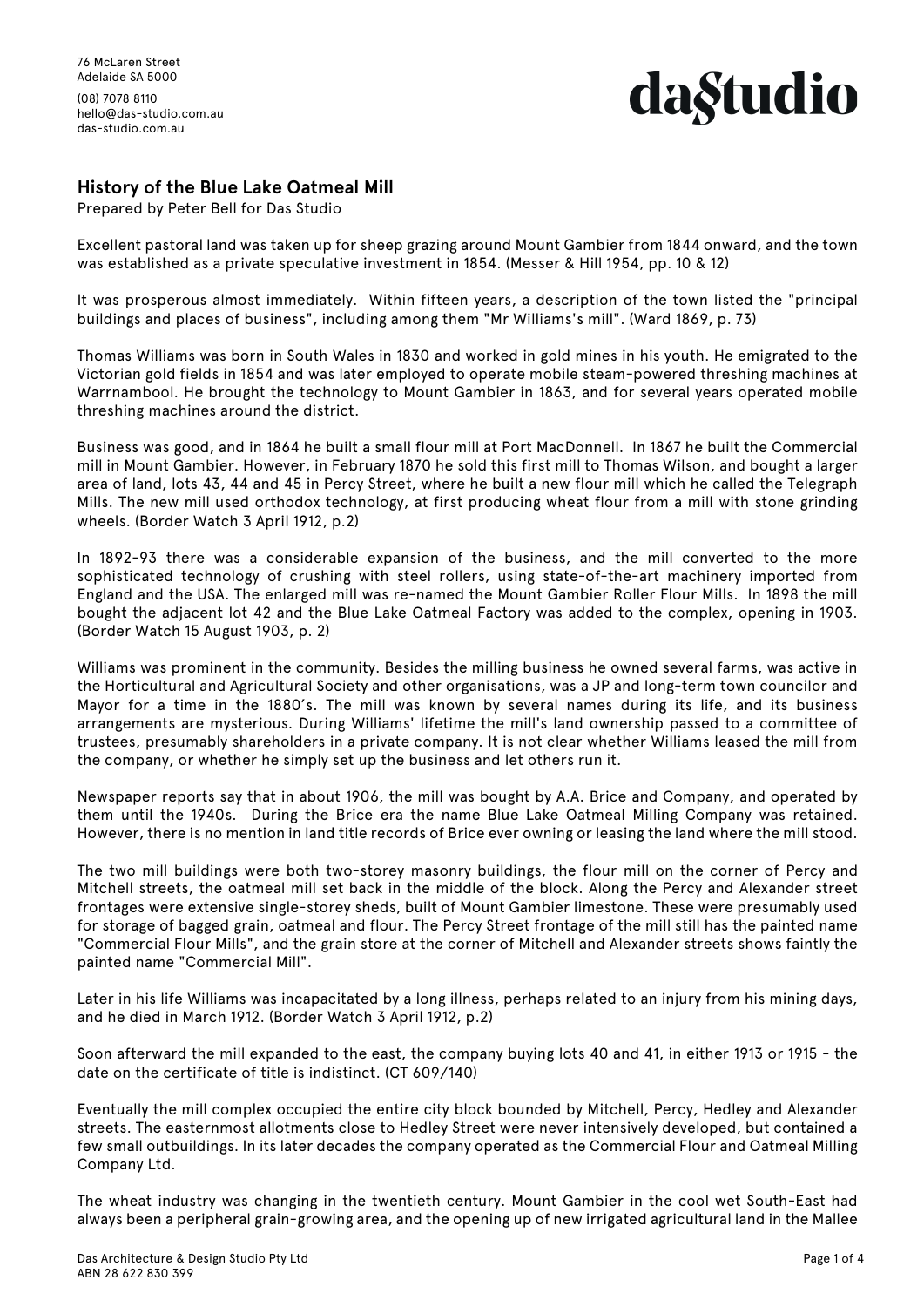76 McLaren Street
Adelaide SA 5000

(08) 7078 8110
hello@das-studio.com.au
das-studio.com.au

das studio

## History of the Blue Lake Oatmeal Mill

Prepared by Peter Bell for Das Studio

Excellent pastoral land was taken up for sheep grazing around Mount Gambier from 1844 onward, and the town was established as a private speculative investment in 1854. (Messer & Hill 1954, pp. 10 & 12)

It was prosperous almost immediately. Within fifteen years, a description of the town listed the "principal buildings and places of business", including among them "Mr Williams's mill". (Ward 1869, p. 73)

Thomas Williams was born in South Wales in 1830 and worked in gold mines in his youth. He emigrated to the Victorian gold fields in 1854 and was later employed to operate mobile steam-powered threshing machines at Warrnambool. He brought the technology to Mount Gambier in 1863, and for several years operated mobile threshing machines around the district.

Business was good, and in 1864 he built a small flour mill at Port MacDonnell. In 1867 he built the Commercial mill in Mount Gambier. However, in February 1870 he sold this first mill to Thomas Wilson, and bought a larger area of land, lots 43, 44 and 45 in Percy Street, where he built a new flour mill which he called the Telegraph Mills. The new mill used orthodox technology, at first producing wheat flour from a mill with stone grinding wheels. (Border Watch 3 April 1912, p.2)

In 1892-93 there was a considerable expansion of the business, and the mill converted to the more sophisticated technology of crushing with steel rollers, using state-of-the-art machinery imported from England and the USA. The enlarged mill was re-named the Mount Gambier Roller Flour Mills. In 1898 the mill bought the adjacent lot 42 and the Blue Lake Oatmeal Factory was added to the complex, opening in 1903. (Border Watch 15 August 1903, p. 2)

Williams was prominent in the community. Besides the milling business he owned several farms, was active in the Horticultural and Agricultural Society and other organisations, was a JP and long-term town councilor and Mayor for a time in the 1880's. The mill was known by several names during its life, and its business arrangements are mysterious. During Williams' lifetime the mill's land ownership passed to a committee of trustees, presumably shareholders in a private company. It is not clear whether Williams leased the mill from the company, or whether he simply set up the business and let others run it.

Newspaper reports say that in about 1906, the mill was bought by A.A. Brice and Company, and operated by them until the 1940s. During the Brice era the name Blue Lake Oatmeal Milling Company was retained. However, there is no mention in land title records of Brice ever owning or leasing the land where the mill stood.

The two mill buildings were both two-storey masonry buildings, the flour mill on the corner of Percy and Mitchell streets, the oatmeal mill set back in the middle of the block. Along the Percy and Alexander street frontages were extensive single-storey sheds, built of Mount Gambier limestone. These were presumably used for storage of bagged grain, oatmeal and flour. The Percy Street frontage of the mill still has the painted name "Commercial Flour Mills", and the grain store at the corner of Mitchell and Alexander streets shows faintly the painted name "Commercial Mill".

Later in his life Williams was incapacitated by a long illness, perhaps related to an injury from his mining days, and he died in March 1912. (Border Watch 3 April 1912, p.2)

Soon afterward the mill expanded to the east, the company buying lots 40 and 41, in either 1913 or 1915 - the date on the certificate of title is indistinct. (CT 609/140)

Eventually the mill complex occupied the entire city block bounded by Mitchell, Percy, Hedley and Alexander streets. The easternmost allotments close to Hedley Street were never intensively developed, but contained a few small outbuildings. In its later decades the company operated as the Commercial Flour and Oatmeal Milling Company Ltd.

The wheat industry was changing in the twentieth century. Mount Gambier in the cool wet South-East had always been a peripheral grain-growing area, and the opening up of new irrigated agricultural land in the Mallee

Das Architecture & Design Studio Pty Ltd
ABN 28 622 830 399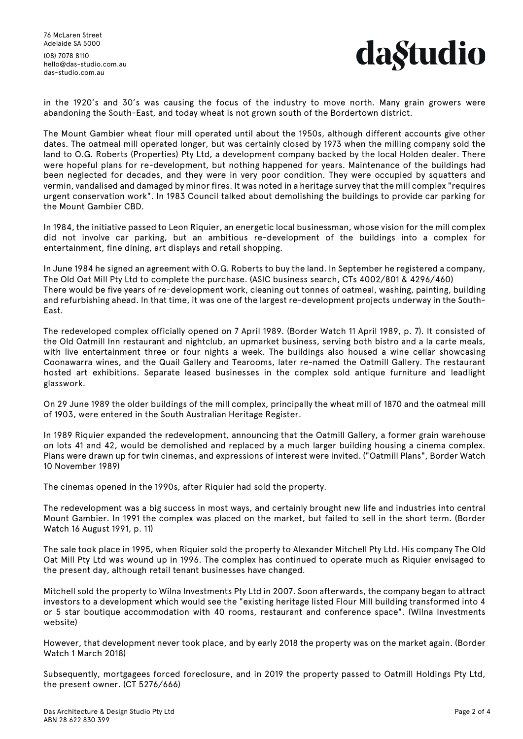in the 1920's and 30's was causing the focus of the industry to move north. Many grain growers were abandoning the South-East, and today wheat is not grown south of the Bordertown district.

The Mount Gambier wheat flour mill operated until about the 1950s, although different accounts give other dates. The oatmeal mill operated longer, but was certainly closed by 1973 when the milling company sold the land to O.G. Roberts (Properties) Pty Ltd, a development company backed by the local Holden dealer. There were hopeful plans for re-development, but nothing happened for years. Maintenance of the buildings had been neglected for decades, and they were in very poor condition. They were occupied by squatters and vermin, vandalised and damaged by minor fires. It was noted in a heritage survey that the mill complex "requires urgent conservation work". In 1983 Council talked about demolishing the buildings to provide car parking for the Mount Gambier CBD.

In 1984, the initiative passed to Leon Riquier, an energetic local businessman, whose vision for the mill complex did not involve car parking, but an ambitious re-development of the buildings into a complex for entertainment, fine dining, art displays and retail shopping.

In June 1984 he signed an agreement with O.G. Roberts to buy the land. In September he registered a company, The Old Oat Mill Pty Ltd to complete the purchase. (ASIC business search, CTs 4002/801 & 4296/460)
There would be five years of re-development work, cleaning out tonnes of oatmeal, washing, painting, building and refurbishing ahead. In that time, it was one of the largest re-development projects underway in the South-East.

The redeveloped complex officially opened on 7 April 1989. (Border Watch 11 April 1989, p. 7). It consisted of the Old Oatmill Inn restaurant and nightclub, an upmarket business, serving both bistro and a la carte meals, with live entertainment three or four nights a week. The buildings also housed a wine cellar showcasing Coonawarra wines, and the Quail Gallery and Tearooms, later re-named the Oatmill Gallery. The restaurant hosted art exhibitions. Separate leased businesses in the complex sold antique furniture and leadlight glasswork.

On 29 June 1989 the older buildings of the mill complex, principally the wheat mill of 1870 and the oatmeal mill of 1903, were entered in the South Australian Heritage Register.

In 1989 Riquier expanded the redevelopment, announcing that the Oatmill Gallery, a former grain warehouse on lots 41 and 42, would be demolished and replaced by a much larger building housing a cinema complex. Plans were drawn up for twin cinemas, and expressions of interest were invited. ("Oatmill Plans", Border Watch 10 November 1989)

The cinemas opened in the 1990s, after Riquier had sold the property.

The redevelopment was a big success in most ways, and certainly brought new life and industries into central Mount Gambier. In 1991 the complex was placed on the market, but failed to sell in the short term. (Border Watch 16 August 1991, p. 11)

The sale took place in 1995, when Riquier sold the property to Alexander Mitchell Pty Ltd. His company The Old Oat Mill Pty Ltd was wound up in 1996. The complex has continued to operate much as Riquier envisaged to the present day, although retail tenant businesses have changed.

Mitchell sold the property to Wilna Investments Pty Ltd in 2007. Soon afterwards, the company began to attract investors to a development which would see the "existing heritage listed Flour Mill building transformed into 4 or 5 star boutique accommodation with 40 rooms, restaurant and conference space". (Wilna Investments website)

However, that development never took place, and by early 2018 the property was on the market again. (Border Watch 1 March 2018)

Subsequently, mortgagees forced foreclosure, and in 2019 the property passed to Oatmill Holdings Pty Ltd, the present owner. (CT 5276/666)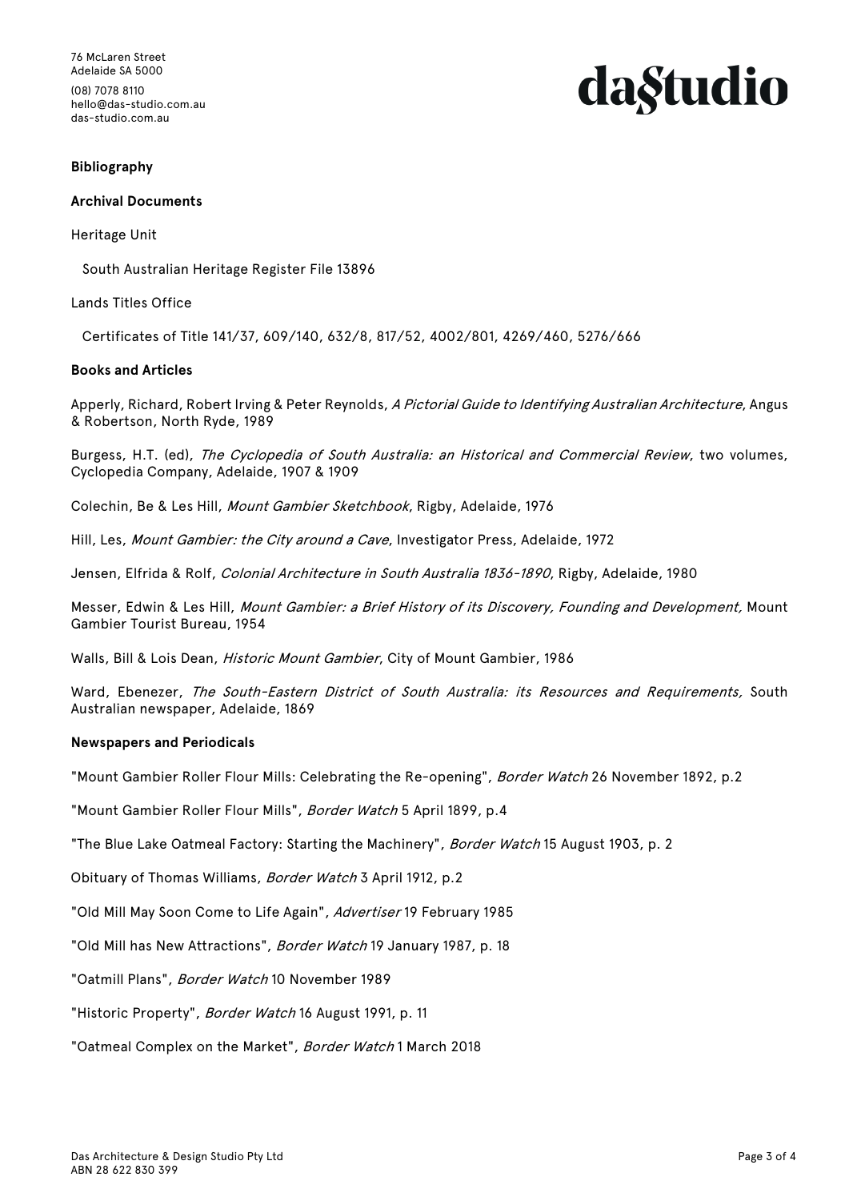## Bibliography

### Archival Documents

Heritage Unit

South Australian Heritage Register File 13896

Lands Titles Office

Certificates of Title 141/37, 609/140, 632/8, 817/52, 4002/801, 4269/460, 5276/666

### Books and Articles

Apperly, Richard, Robert Irving & Peter Reynolds, *A Pictorial Guide to Identifying Australian Architecture*, Angus & Robertson, North Ryde, 1989

Burgess, H.T. (ed), *The Cyclopedia of South Australia: an Historical and Commercial Review*, two volumes, Cyclopedia Company, Adelaide, 1907 & 1909

Colechin, Be & Les Hill, *Mount Gambier Sketchbook*, Rigby, Adelaide, 1976

Hill, Les, *Mount Gambier: the City around a Cave*, Investigator Press, Adelaide, 1972

Jensen, Elfrida & Rolf, *Colonial Architecture in South Australia 1836-1890*, Rigby, Adelaide, 1980

Messer, Edwin & Les Hill, *Mount Gambier: a Brief History of its Discovery, Founding and Development,* Mount Gambier Tourist Bureau, 1954

Walls, Bill & Lois Dean, *Historic Mount Gambier*, City of Mount Gambier, 1986

Ward, Ebenezer, *The South-Eastern District of South Australia: its Resources and Requirements,* South Australian newspaper, Adelaide, 1869

### Newspapers and Periodicals

"Mount Gambier Roller Flour Mills: Celebrating the Re-opening", *Border Watch* 26 November 1892, p.2

"Mount Gambier Roller Flour Mills", *Border Watch* 5 April 1899, p.4

"The Blue Lake Oatmeal Factory: Starting the Machinery", *Border Watch* 15 August 1903, p. 2

Obituary of Thomas Williams, *Border Watch* 3 April 1912, p.2

"Old Mill May Soon Come to Life Again", *Advertiser* 19 February 1985

"Old Mill has New Attractions", *Border Watch* 19 January 1987, p. 18

"Oatmill Plans", *Border Watch* 10 November 1989

"Historic Property", *Border Watch* 16 August 1991, p. 11

"Oatmeal Complex on the Market", *Border Watch* 1 March 2018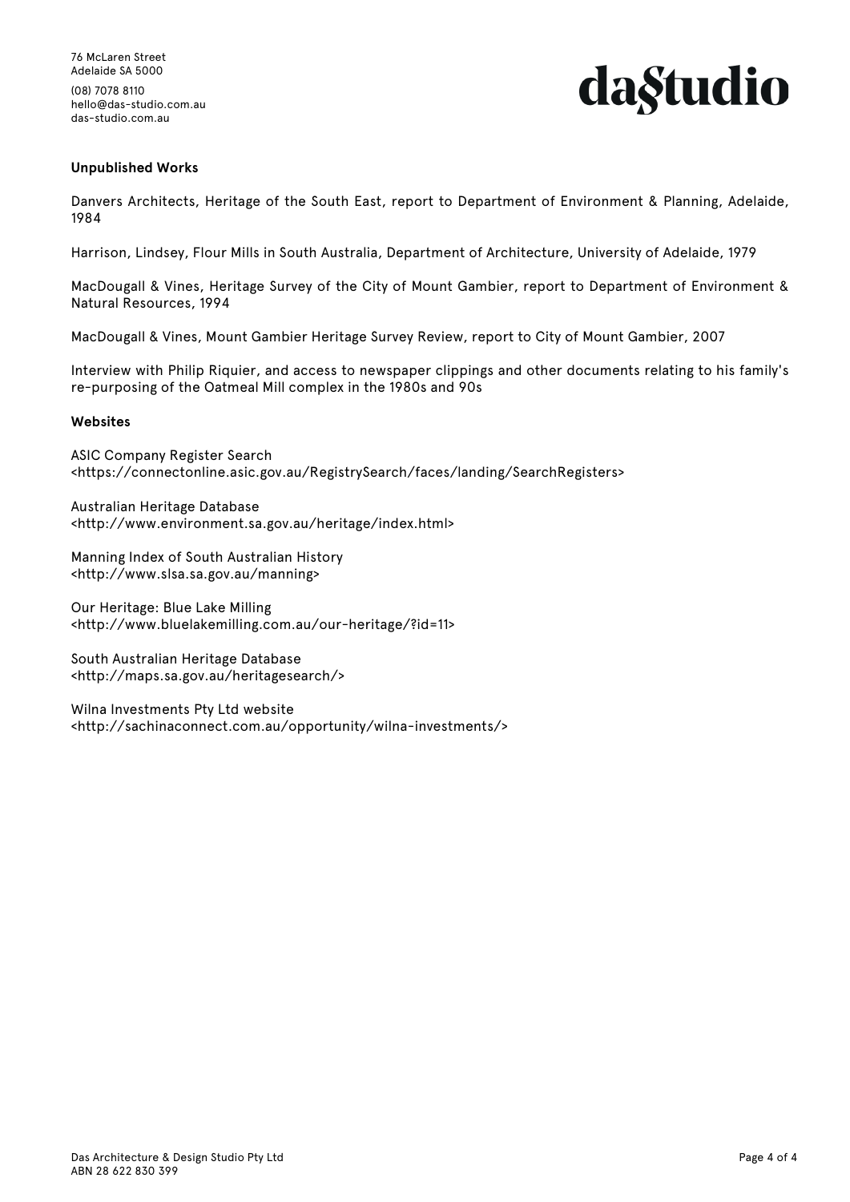**Unpublished Works**

Danvers Architects, Heritage of the South East, report to Department of Environment & Planning, Adelaide, 1984

Harrison, Lindsey, Flour Mills in South Australia, Department of Architecture, University of Adelaide, 1979

MacDougall & Vines, Heritage Survey of the City of Mount Gambier, report to Department of Environment & Natural Resources, 1994

MacDougall & Vines, Mount Gambier Heritage Survey Review, report to City of Mount Gambier, 2007

Interview with Philip Riquier, and access to newspaper clippings and other documents relating to his family's re-purposing of the Oatmeal Mill complex in the 1980s and 90s

**Websites**

ASIC Company Register Search
<https://connectonline.asic.gov.au/RegistrySearch/faces/landing/SearchRegisters>

Australian Heritage Database
<http://www.environment.sa.gov.au/heritage/index.html>

Manning Index of South Australian History
<http://www.slsa.sa.gov.au/manning>

Our Heritage: Blue Lake Milling
<http://www.bluelakemilling.com.au/our-heritage/?id=11>

South Australian Heritage Database
<http://maps.sa.gov.au/heritagesearch/>

Wilna Investments Pty Ltd website
<http://sachinaconnect.com.au/opportunity/wilna-investments/>